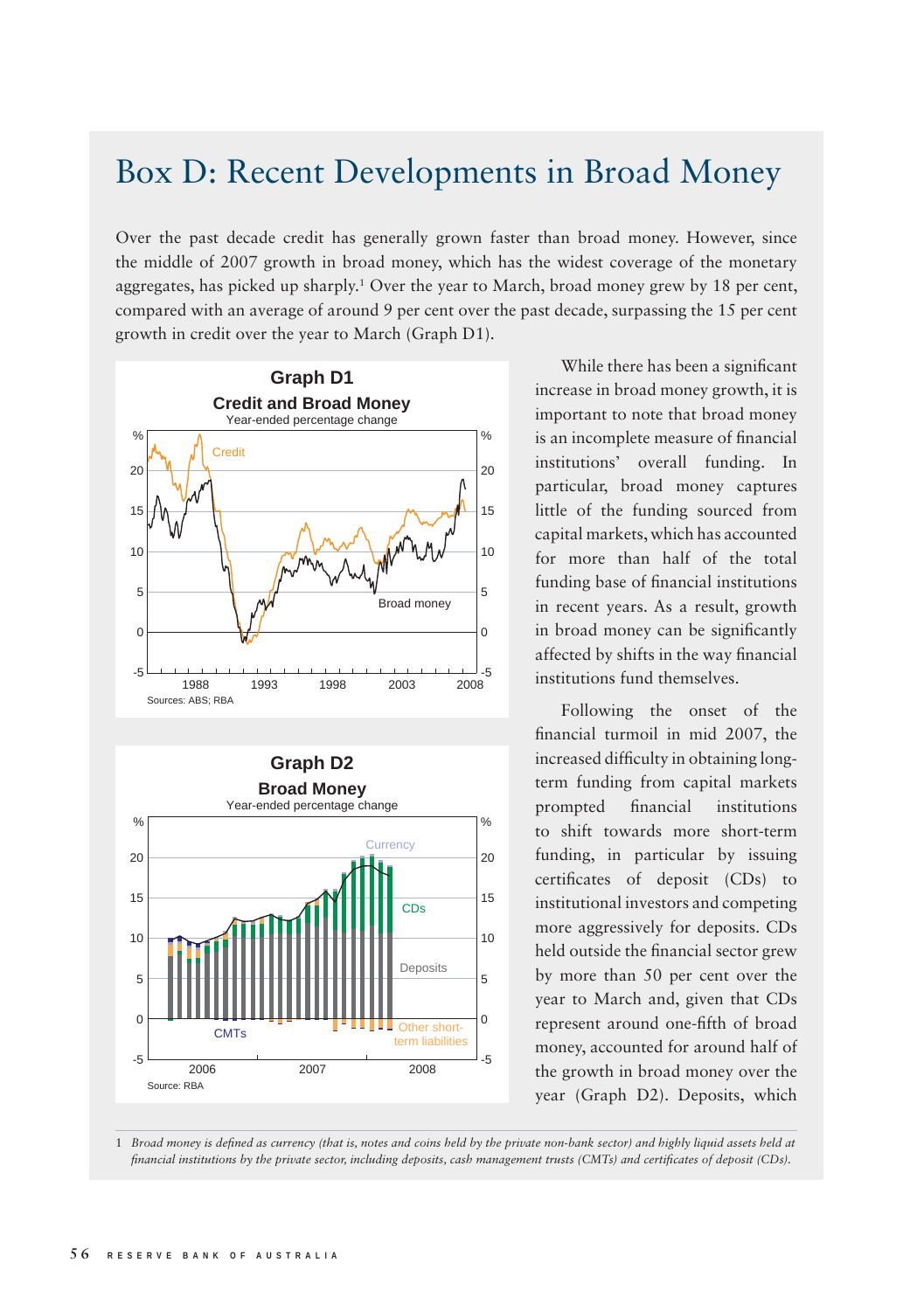# Box D: Recent Developments in Broad Money

Over the past decade credit has generally grown faster than broad money. However, since the middle of 2007 growth in broad money, which has the widest coverage of the monetary aggregates, has picked up sharply.[1] Over the year to March, broad money grew by 18 per cent, compared with an average of around 9 per cent over the past decade, surpassing the 15 per cent growth in credit over the year to March (Graph D1).

**Graph D1**

**Credit and Broad Money**

Year-ended percentage change

Sources: ABS; RBA

**Graph D2**

**Broad Money**

Year-ended percentage change

Source: RBA

While there has been a significant increase in broad money growth, it is important to note that broad money is an incomplete measure of financial institutions' overall funding. In particular, broad money captures little of the funding sourced from capital markets, which has accounted for more than half of the total funding base of financial institutions in recent years. As a result, growth in broad money can be significantly affected by shifts in the way financial institutions fund themselves.

Following the onset of the financial turmoil in mid 2007, the increased difficulty in obtaining long-term funding from capital markets prompted financial institutions to shift towards more short-term funding, in particular by issuing certificates of deposit (CDs) to institutional investors and competing more aggressively for deposits. CDs held outside the financial sector grew by more than 50 per cent over the year to March and, given that CDs represent around one-fifth of broad money, accounted for around half of the growth in broad money over the year (Graph D2). Deposits, which

1 *Broad money is defined as currency (that is, notes and coins held by the private non-bank sector) and highly liquid assets held at financial institutions by the private sector, including deposits, cash management trusts (CMTs) and certificates of deposit (CDs).*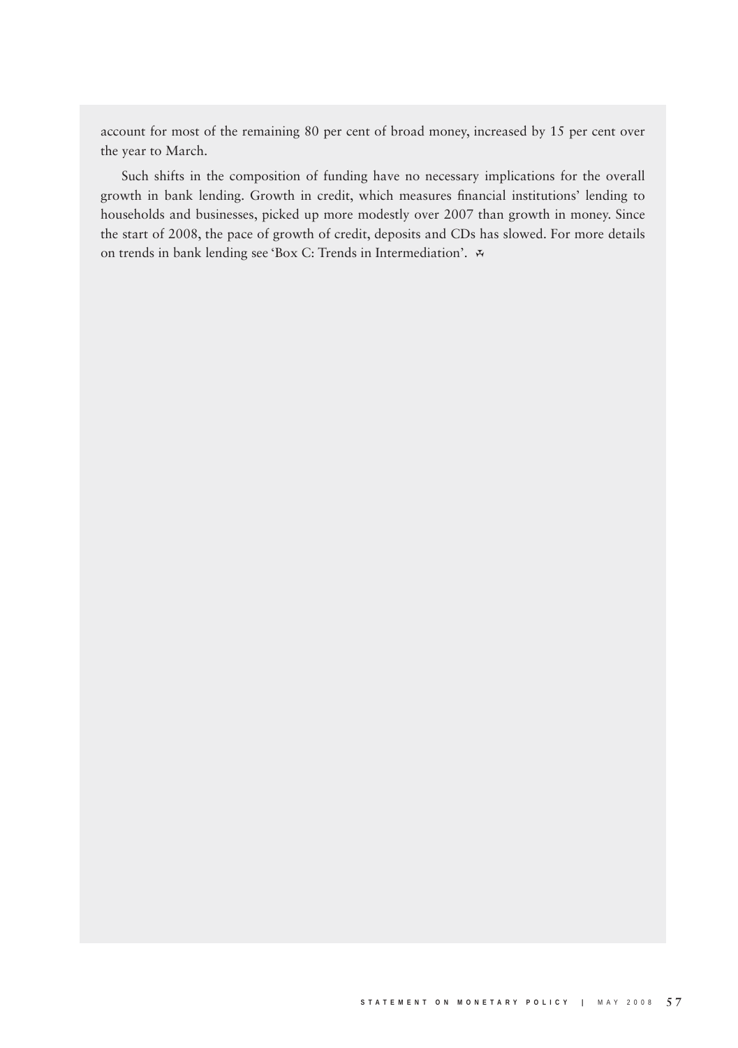account for most of the remaining 80 per cent of broad money, increased by 15 per cent over the year to March.

Such shifts in the composition of funding have no necessary implications for the overall growth in bank lending. Growth in credit, which measures financial institutions' lending to households and businesses, picked up more modestly over 2007 than growth in money. Since the start of 2008, the pace of growth of credit, deposits and CDs has slowed. For more details on trends in bank lending see 'Box C: Trends in Intermediation'.